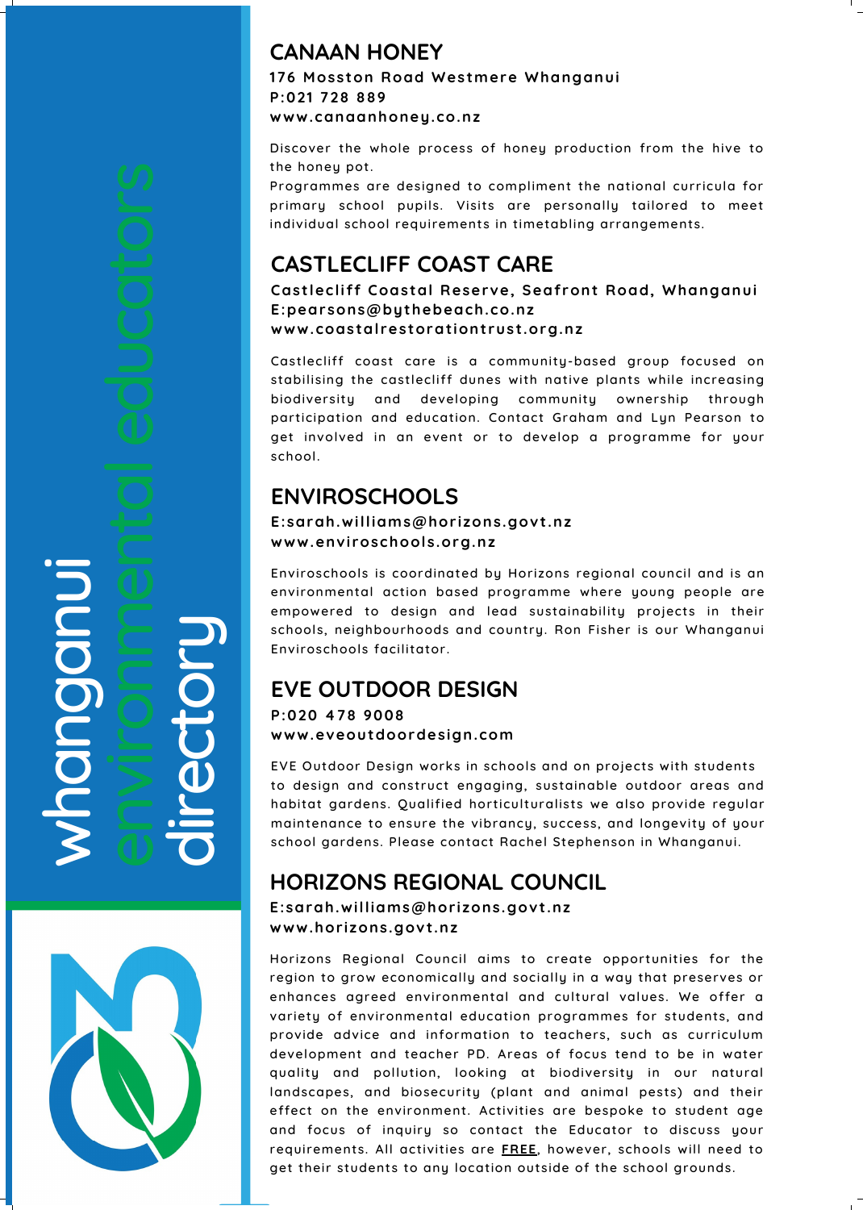# whanganui environmental educators directory

## CANAAN HONEY

**176 Mosston Road Westmere Whanganui**
**P:021 728 889**
**www.canaanhoney.co.nz**

Discover the whole process of honey production from the hive to the honey pot.
Programmes are designed to compliment the national curricula for primary school pupils. Visits are personally tailored to meet individual school requirements in timetabling arrangements.

## CASTLECLIFF COAST CARE

**Castlecliff Coastal Reserve, Seafront Road, Whanganui**
**E:pearsons@bythebeach.co.nz**
**www.coastalrestorationtrust.org.nz**

Castlecliff coast care is a community-based group focused on stabilising the castlecliff dunes with native plants while increasing biodiversity and developing community ownership through participation and education. Contact Graham and Lyn Pearson to get involved in an event or to develop a programme for your school.

## ENVIROSCHOOLS

**E:sarah.williams@horizons.govt.nz**
**www.enviroschools.org.nz**

Enviroschools is coordinated by Horizons regional council and is an environmental action based programme where young people are empowered to design and lead sustainability projects in their schools, neighbourhoods and country. Ron Fisher is our Whanganui Enviroschools facilitator.

## EVE OUTDOOR DESIGN

**P:020 478 9008**
**www.eveoutdoordesign.com**

EVE Outdoor Design works in schools and on projects with students to design and construct engaging, sustainable outdoor areas and habitat gardens. Qualified horticulturalists we also provide regular maintenance to ensure the vibrancy, success, and longevity of your school gardens. Please contact Rachel Stephenson in Whanganui.

## HORIZONS REGIONAL COUNCIL

**E:sarah.williams@horizons.govt.nz**
**www.horizons.govt.nz**

Horizons Regional Council aims to create opportunities for the region to grow economically and socially in a way that preserves or enhances agreed environmental and cultural values. We offer a variety of environmental education programmes for students, and provide advice and information to teachers, such as curriculum development and teacher PD. Areas of focus tend to be in water quality and pollution, looking at biodiversity in our natural landscapes, and biosecurity (plant and animal pests) and their effect on the environment. Activities are bespoke to student age and focus of inquiry so contact the Educator to discuss your requirements. All activities are **FREE**, however, schools will need to get their students to any location outside of the school grounds.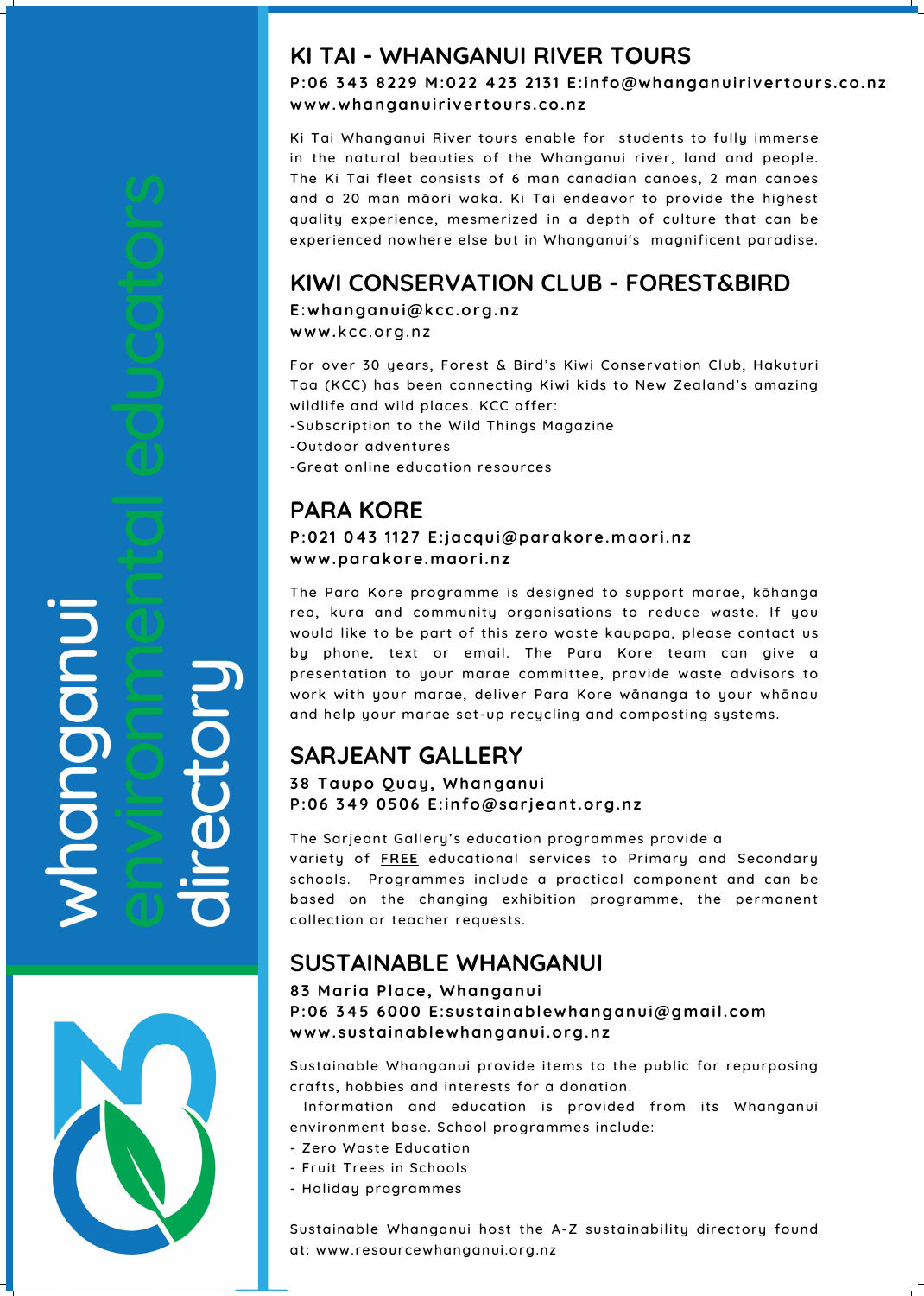whanganui environmental educators directory

## KI TAI - WHANGANUI RIVER TOURS

**P:06 343 8229 M:022 423 2131 E:info@whanganuirivertours.co.nz**
**www.whanganuirivertours.co.nz**

Ki Tai Whanganui River tours enable for students to fully immerse in the natural beauties of the Whanganui river, land and people. The Ki Tai fleet consists of 6 man canadian canoes, 2 man canoes and a 20 man māori waka. Ki Tai endeavor to provide the highest quality experience, mesmerized in a depth of culture that can be experienced nowhere else but in Whanganui's magnificent paradise.

## KIWI CONSERVATION CLUB - FOREST&BIRD

**E:whanganui@kcc.org.nz**
**www.kcc.org.nz**

For over 30 years, Forest & Bird's Kiwi Conservation Club, Hakuturi Toa (KCC) has been connecting Kiwi kids to New Zealand's amazing wildlife and wild places. KCC offer:

- Subscription to the Wild Things Magazine
- Outdoor adventures
- Great online education resources

## PARA KORE

**P:021 043 1127 E:jacqui@parakore.maori.nz**
**www.parakore.maori.nz**

The Para Kore programme is designed to support marae, kōhanga reo, kura and community organisations to reduce waste. If you would like to be part of this zero waste kaupapa, please contact us by phone, text or email. The Para Kore team can give a presentation to your marae committee, provide waste advisors to work with your marae, deliver Para Kore wānanga to your whānau and help your marae set-up recycling and composting systems.

## SARJEANT GALLERY

**38 Taupo Quay, Whanganui**
**P:06 349 0506 E:info@sarjeant.org.nz**

The Sarjeant Gallery's education programmes provide a variety of FREE educational services to Primary and Secondary schools. Programmes include a practical component and can be based on the changing exhibition programme, the permanent collection or teacher requests.

## SUSTAINABLE WHANGANUI

**83 Maria Place, Whanganui**
**P:06 345 6000 E:sustainablewhanganui@gmail.com**
**www.sustainablewhanganui.org.nz**

Sustainable Whanganui provide items to the public for repurposing crafts, hobbies and interests for a donation.

Information and education is provided from its Whanganui environment base. School programmes include:

- Zero Waste Education
- Fruit Trees in Schools
- Holiday programmes

Sustainable Whanganui host the A-Z sustainability directory found at: www.resourcewhanganui.org.nz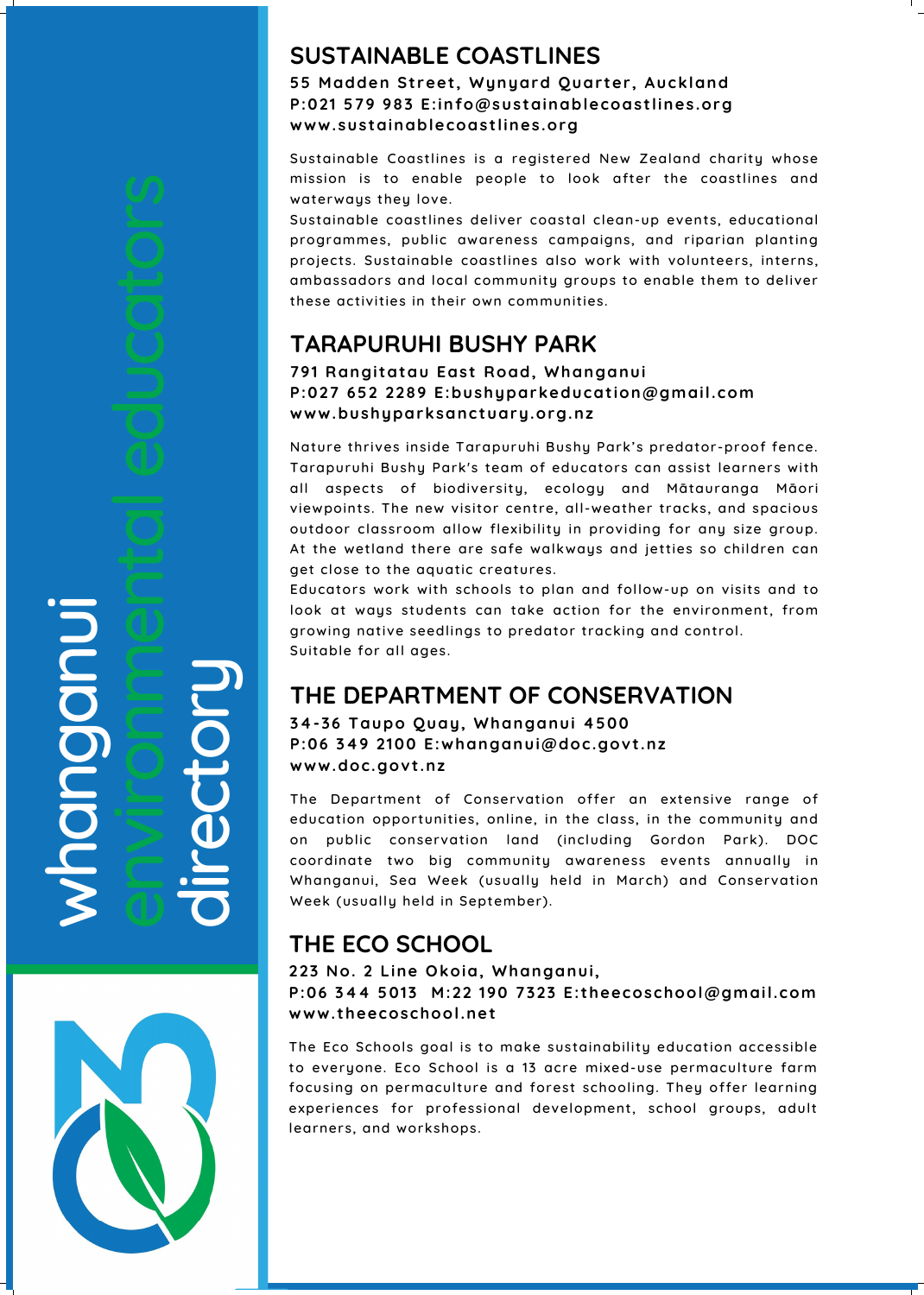whanganui environmental educators directory

## SUSTAINABLE COASTLINES

**55 Madden Street, Wynyard Quarter, Auckland**
**P:021 579 983 E:info@sustainablecoastlines.org**
**www.sustainablecoastlines.org**

Sustainable Coastlines is a registered New Zealand charity whose mission is to enable people to look after the coastlines and waterways they love.

Sustainable coastlines deliver coastal clean-up events, educational programmes, public awareness campaigns, and riparian planting projects. Sustainable coastlines also work with volunteers, interns, ambassadors and local community groups to enable them to deliver these activities in their own communities.

## TARAPURUHI BUSHY PARK

**791 Rangitatau East Road, Whanganui**
**P:027 652 2289 E:bushyparkeducation@gmail.com**
**www.bushyparksanctuary.org.nz**

Nature thrives inside Tarapuruhi Bushy Park's predator-proof fence. Tarapuruhi Bushy Park's team of educators can assist learners with all aspects of biodiversity, ecology and Mātauranga Māori viewpoints. The new visitor centre, all-weather tracks, and spacious outdoor classroom allow flexibility in providing for any size group. At the wetland there are safe walkways and jetties so children can get close to the aquatic creatures.

Educators work with schools to plan and follow-up on visits and to look at ways students can take action for the environment, from growing native seedlings to predator tracking and control.

Suitable for all ages.

## THE DEPARTMENT OF CONSERVATION

**34-36 Taupo Quay, Whanganui 4500**
**P:06 349 2100 E:whanganui@doc.govt.nz**
**www.doc.govt.nz**

The Department of Conservation offer an extensive range of education opportunities, online, in the class, in the community and on public conservation land (including Gordon Park). DOC coordinate two big community awareness events annually in Whanganui, Sea Week (usually held in March) and Conservation Week (usually held in September).

## THE ECO SCHOOL

**223 No. 2 Line Okoia, Whanganui,**
**P:06 344 5013 M:22 190 7323 E:theecoschool@gmail.com**
**www.theecoschool.net**

The Eco Schools goal is to make sustainability education accessible to everyone. Eco School is a 13 acre mixed-use permaculture farm focusing on permaculture and forest schooling. They offer learning experiences for professional development, school groups, adult learners, and workshops.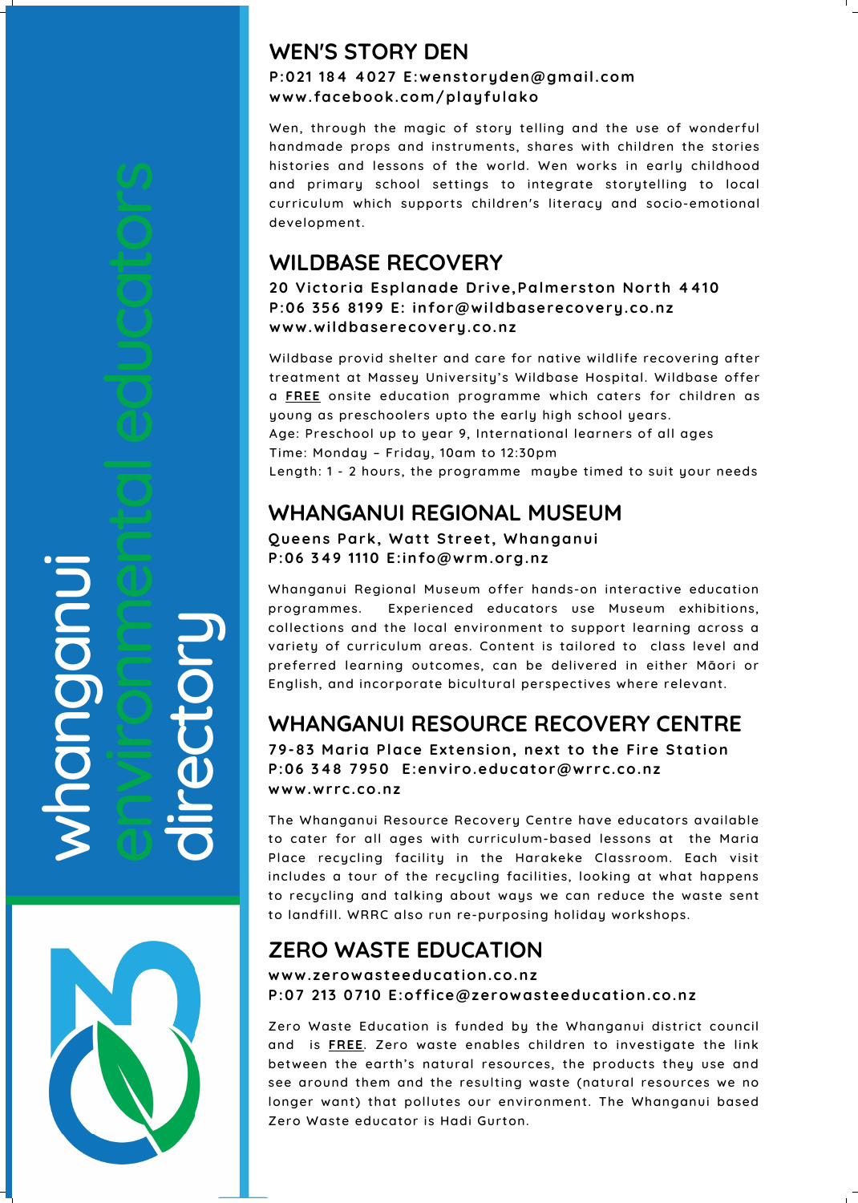whanganui environmental educators directory

## WEN'S STORY DEN

**P:021 184 4027 E:wenstoryden@gmail.com**
**www.facebook.com/playfulako**

Wen, through the magic of story telling and the use of wonderful handmade props and instruments, shares with children the stories histories and lessons of the world. Wen works in early childhood and primary school settings to integrate storytelling to local curriculum which supports children's literacy and socio-emotional development.

## WILDBASE RECOVERY

**20 Victoria Esplanade Drive,Palmerston North 4410**
**P:06 356 8199 E: infor@wildbaserecovery.co.nz**
**www.wildbaserecovery.co.nz**

Wildbase provid shelter and care for native wildlife recovering after treatment at Massey University's Wildbase Hospital. Wildbase offer a **FREE** onsite education programme which caters for children as young as preschoolers upto the early high school years.
Age: Preschool up to year 9, International learners of all ages
Time: Monday – Friday, 10am to 12:30pm
Length: 1 - 2 hours, the programme maybe timed to suit your needs

## WHANGANUI REGIONAL MUSEUM

**Queens Park, Watt Street, Whanganui**
**P:06 349 1110 E:info@wrm.org.nz**

Whanganui Regional Museum offer hands-on interactive education programmes. Experienced educators use Museum exhibitions, collections and the local environment to support learning across a variety of curriculum areas. Content is tailored to class level and preferred learning outcomes, can be delivered in either Māori or English, and incorporate bicultural perspectives where relevant.

## WHANGANUI RESOURCE RECOVERY CENTRE

**79-83 Maria Place Extension, next to the Fire Station**
**P:06 348 7950 E:enviro.educator@wrrc.co.nz**
**www.wrrc.co.nz**

The Whanganui Resource Recovery Centre have educators available to cater for all ages with curriculum-based lessons at the Maria Place recycling facility in the Harakeke Classroom. Each visit includes a tour of the recycling facilities, looking at what happens to recycling and talking about ways we can reduce the waste sent to landfill. WRRC also run re-purposing holiday workshops.

## ZERO WASTE EDUCATION

**www.zerowasteeducation.co.nz**
**P:07 213 0710 E:office@zerowasteeducation.co.nz**

Zero Waste Education is funded by the Whanganui district council and is **FREE**. Zero waste enables children to investigate the link between the earth's natural resources, the products they use and see around them and the resulting waste (natural resources we no longer want) that pollutes our environment. The Whanganui based Zero Waste educator is Hadi Gurton.